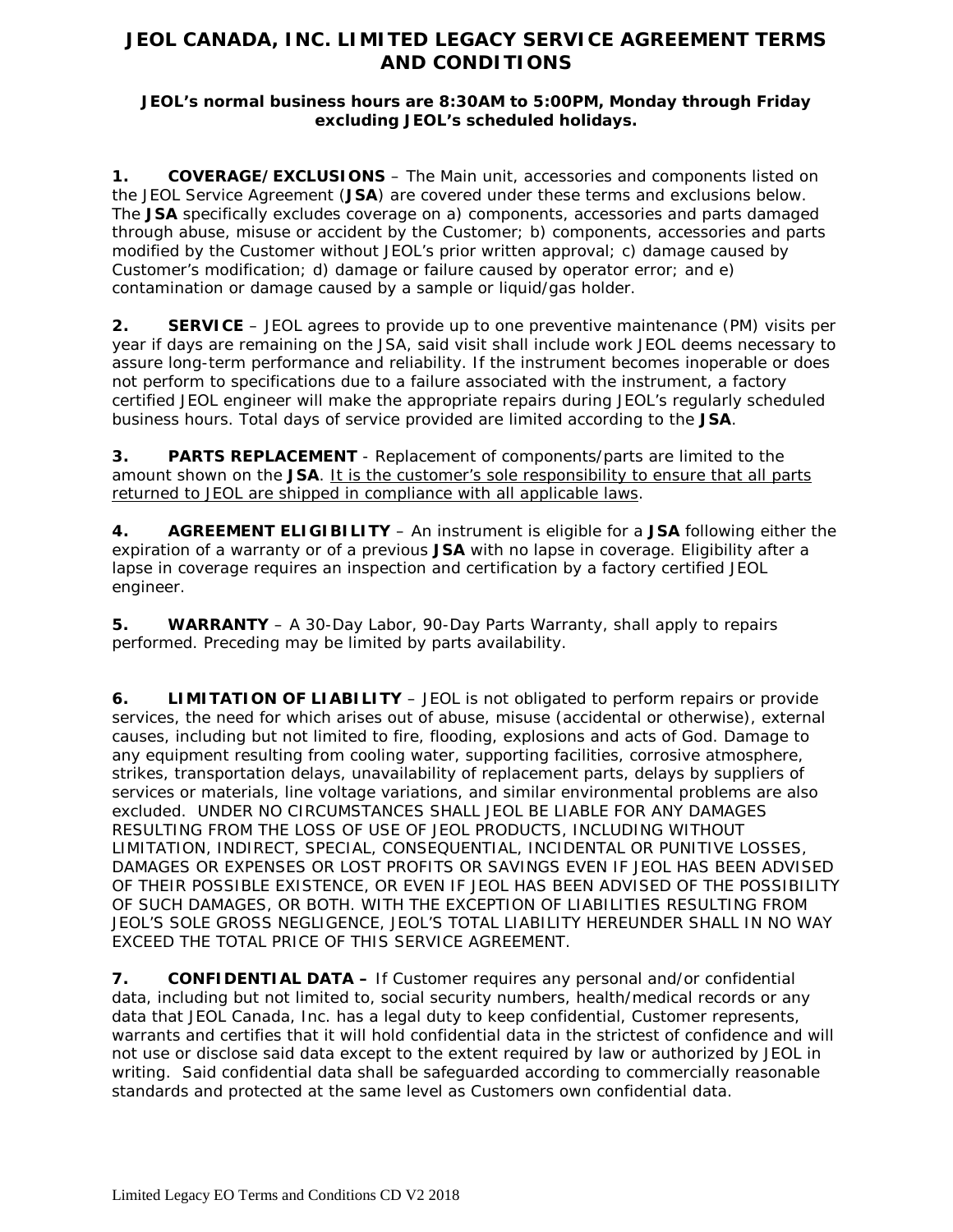# JEOL CANADA, INC. LIMITED LEGACY SERVICE AGREEMENT TERMS AND CONDITIONS

**JEOL's normal business hours are 8:30AM to 5:00PM, Monday through Friday excluding JEOL's scheduled holidays.**

**1. COVERAGE/EXCLUSIONS** – The Main unit, accessories and components listed on the JEOL Service Agreement (**JSA**) are covered under these terms and exclusions below. The **JSA** specifically excludes coverage on a) components, accessories and parts damaged through abuse, misuse or accident by the Customer; b) components, accessories and parts modified by the Customer without JEOL's prior written approval; c) damage caused by Customer's modification; d) damage or failure caused by operator error; and e) contamination or damage caused by a sample or liquid/gas holder.

**2. SERVICE** – JEOL agrees to provide up to one preventive maintenance (PM) visits per year if days are remaining on the JSA, said visit shall include work JEOL deems necessary to assure long-term performance and reliability. If the instrument becomes inoperable or does not perform to specifications due to a failure associated with the instrument, a factory certified JEOL engineer will make the appropriate repairs during JEOL's regularly scheduled business hours. Total days of service provided are limited according to the **JSA**.

**3. PARTS REPLACEMENT** - Replacement of components/parts are limited to the amount shown on the **JSA**. It is the customer's sole responsibility to ensure that all parts returned to JEOL are shipped in compliance with all applicable laws.

**4. AGREEMENT ELIGIBILITY** – An instrument is eligible for a **JSA** following either the expiration of a warranty or of a previous **JSA** with no lapse in coverage. Eligibility after a lapse in coverage requires an inspection and certification by a factory certified JEOL engineer.

**5. WARRANTY** – A 30-Day Labor, 90-Day Parts Warranty, shall apply to repairs performed. Preceding may be limited by parts availability.

**6. LIMITATION OF LIABILITY** – JEOL is not obligated to perform repairs or provide services, the need for which arises out of abuse, misuse (accidental or otherwise), external causes, including but not limited to fire, flooding, explosions and acts of God. Damage to any equipment resulting from cooling water, supporting facilities, corrosive atmosphere, strikes, transportation delays, unavailability of replacement parts, delays by suppliers of services or materials, line voltage variations, and similar environmental problems are also excluded. UNDER NO CIRCUMSTANCES SHALL JEOL BE LIABLE FOR ANY DAMAGES RESULTING FROM THE LOSS OF USE OF JEOL PRODUCTS, INCLUDING WITHOUT LIMITATION, INDIRECT, SPECIAL, CONSEQUENTIAL, INCIDENTAL OR PUNITIVE LOSSES, DAMAGES OR EXPENSES OR LOST PROFITS OR SAVINGS EVEN IF JEOL HAS BEEN ADVISED OF THEIR POSSIBLE EXISTENCE, OR EVEN IF JEOL HAS BEEN ADVISED OF THE POSSIBILITY OF SUCH DAMAGES, OR BOTH. WITH THE EXCEPTION OF LIABILITIES RESULTING FROM JEOL'S SOLE GROSS NEGLIGENCE, JEOL'S TOTAL LIABILITY HEREUNDER SHALL IN NO WAY EXCEED THE TOTAL PRICE OF THIS SERVICE AGREEMENT.

**7. CONFIDENTIAL DATA –** If Customer requires any personal and/or confidential data, including but not limited to, social security numbers, health/medical records or any data that JEOL Canada, Inc. has a legal duty to keep confidential, Customer represents, warrants and certifies that it will hold confidential data in the strictest of confidence and will not use or disclose said data except to the extent required by law or authorized by JEOL in writing. Said confidential data shall be safeguarded according to commercially reasonable standards and protected at the same level as Customers own confidential data.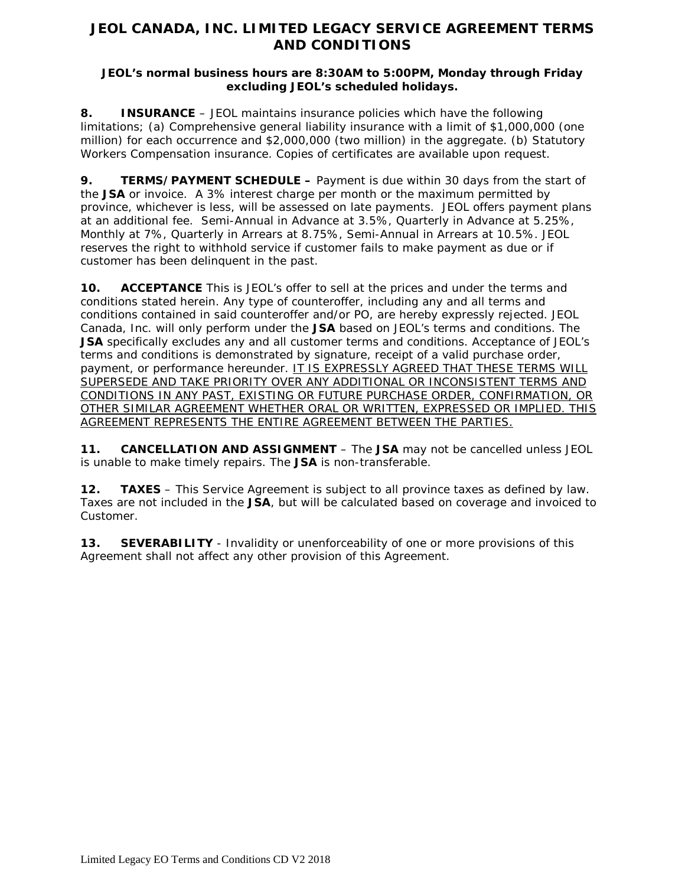# JEOL CANADA, INC. LIMITED LEGACY SERVICE AGREEMENT TERMS AND CONDITIONS

**JEOL's normal business hours are 8:30AM to 5:00PM, Monday through Friday excluding JEOL's scheduled holidays.**

**8. INSURANCE** – JEOL maintains insurance policies which have the following limitations; (a) Comprehensive general liability insurance with a limit of $1,000,000 (one million) for each occurrence and $2,000,000 (two million) in the aggregate. (b) Statutory Workers Compensation insurance. Copies of certificates are available upon request.

**9. TERMS/PAYMENT SCHEDULE –** Payment is due within 30 days from the start of the **JSA** or invoice. A 3% interest charge per month or the maximum permitted by province, whichever is less, will be assessed on late payments. JEOL offers payment plans at an additional fee. Semi-Annual in Advance at 3.5%, Quarterly in Advance at 5.25%, Monthly at 7%, Quarterly in Arrears at 8.75%, Semi-Annual in Arrears at 10.5%. JEOL reserves the right to withhold service if customer fails to make payment as due or if customer has been delinquent in the past.

**10. ACCEPTANCE** This is JEOL's offer to sell at the prices and under the terms and conditions stated herein. Any type of counteroffer, including any and all terms and conditions contained in said counteroffer and/or PO, are hereby expressly rejected. JEOL Canada, Inc. will only perform under the **JSA** based on JEOL's terms and conditions. The **JSA** specifically excludes any and all customer terms and conditions. Acceptance of JEOL's terms and conditions is demonstrated by signature, receipt of a valid purchase order, payment, or performance hereunder. <u>IT IS EXPRESSLY AGREED THAT THESE TERMS WILL SUPERSEDE AND TAKE PRIORITY OVER ANY ADDITIONAL OR INCONSISTENT TERMS AND CONDITIONS IN ANY PAST, EXISTING OR FUTURE PURCHASE ORDER, CONFIRMATION, OR OTHER SIMILAR AGREEMENT WHETHER ORAL OR WRITTEN, EXPRESSED OR IMPLIED. THIS AGREEMENT REPRESENTS THE ENTIRE AGREEMENT BETWEEN THE PARTIES.</u>

**11. CANCELLATION AND ASSIGNMENT** – The **JSA** may not be cancelled unless JEOL is unable to make timely repairs. The **JSA** is non-transferable.

**12. TAXES** – This Service Agreement is subject to all province taxes as defined by law. Taxes are not included in the **JSA**, but will be calculated based on coverage and invoiced to Customer.

**13. SEVERABILITY** - Invalidity or unenforceability of one or more provisions of this Agreement shall not affect any other provision of this Agreement.